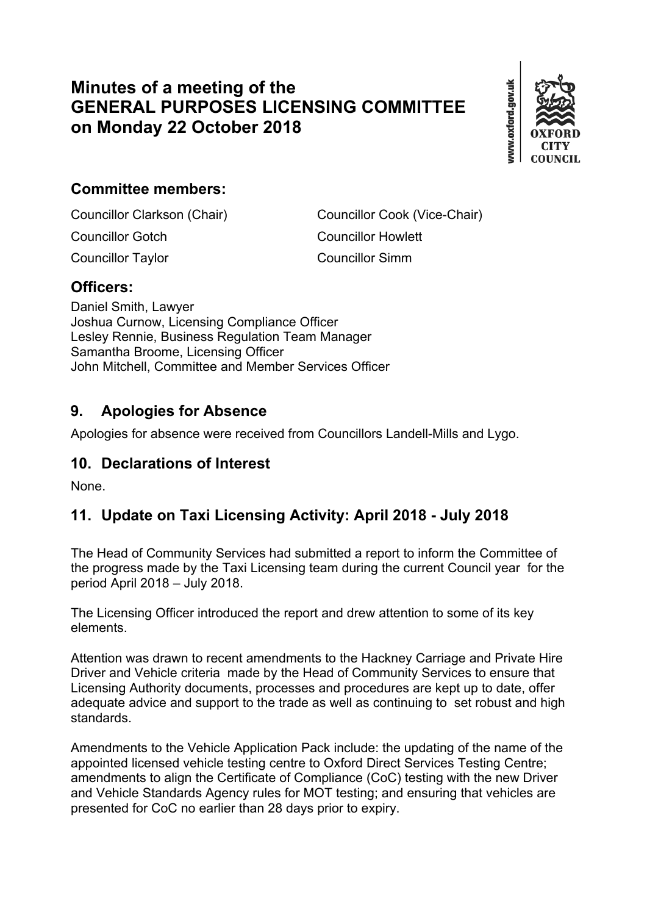# Minutes of a meeting of the GENERAL PURPOSES LICENSING COMMITTEE on Monday 22 October 2018

## Committee members:

Councillor Clarkson (Chair)
Councillor Cook (Vice-Chair)
Councillor Gotch
Councillor Howlett
Councillor Taylor
Councillor Simm

## Officers:

Daniel Smith, Lawyer
Joshua Curnow, Licensing Compliance Officer
Lesley Rennie, Business Regulation Team Manager
Samantha Broome, Licensing Officer
John Mitchell, Committee and Member Services Officer

## 9. Apologies for Absence

Apologies for absence were received from Councillors Landell-Mills and Lygo.

## 10. Declarations of Interest

None.

## 11. Update on Taxi Licensing Activity: April 2018 - July 2018

The Head of Community Services had submitted a report to inform the Committee of the progress made by the Taxi Licensing team during the current Council year for the period April 2018 – July 2018.

The Licensing Officer introduced the report and drew attention to some of its key elements.

Attention was drawn to recent amendments to the Hackney Carriage and Private Hire Driver and Vehicle criteria made by the Head of Community Services to ensure that Licensing Authority documents, processes and procedures are kept up to date, offer adequate advice and support to the trade as well as continuing to set robust and high standards.

Amendments to the Vehicle Application Pack include: the updating of the name of the appointed licensed vehicle testing centre to Oxford Direct Services Testing Centre; amendments to align the Certificate of Compliance (CoC) testing with the new Driver and Vehicle Standards Agency rules for MOT testing; and ensuring that vehicles are presented for CoC no earlier than 28 days prior to expiry.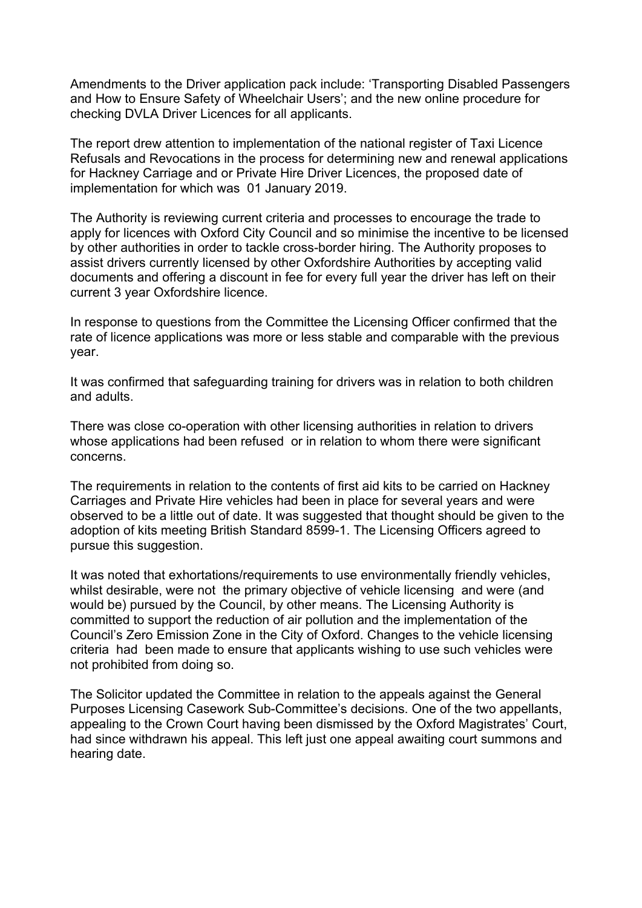Amendments to the Driver application pack include: 'Transporting Disabled Passengers and How to Ensure Safety of Wheelchair Users'; and the new online procedure for checking DVLA Driver Licences for all applicants.

The report drew attention to implementation of the national register of Taxi Licence Refusals and Revocations in the process for determining new and renewal applications for Hackney Carriage and or Private Hire Driver Licences, the proposed date of implementation for which was 01 January 2019.

The Authority is reviewing current criteria and processes to encourage the trade to apply for licences with Oxford City Council and so minimise the incentive to be licensed by other authorities in order to tackle cross-border hiring. The Authority proposes to assist drivers currently licensed by other Oxfordshire Authorities by accepting valid documents and offering a discount in fee for every full year the driver has left on their current 3 year Oxfordshire licence.

In response to questions from the Committee the Licensing Officer confirmed that the rate of licence applications was more or less stable and comparable with the previous year.

It was confirmed that safeguarding training for drivers was in relation to both children and adults.

There was close co-operation with other licensing authorities in relation to drivers whose applications had been refused or in relation to whom there were significant concerns.

The requirements in relation to the contents of first aid kits to be carried on Hackney Carriages and Private Hire vehicles had been in place for several years and were observed to be a little out of date. It was suggested that thought should be given to the adoption of kits meeting British Standard 8599-1. The Licensing Officers agreed to pursue this suggestion.

It was noted that exhortations/requirements to use environmentally friendly vehicles, whilst desirable, were not the primary objective of vehicle licensing and were (and would be) pursued by the Council, by other means. The Licensing Authority is committed to support the reduction of air pollution and the implementation of the Council's Zero Emission Zone in the City of Oxford. Changes to the vehicle licensing criteria had been made to ensure that applicants wishing to use such vehicles were not prohibited from doing so.

The Solicitor updated the Committee in relation to the appeals against the General Purposes Licensing Casework Sub-Committee's decisions. One of the two appellants, appealing to the Crown Court having been dismissed by the Oxford Magistrates' Court, had since withdrawn his appeal. This left just one appeal awaiting court summons and hearing date.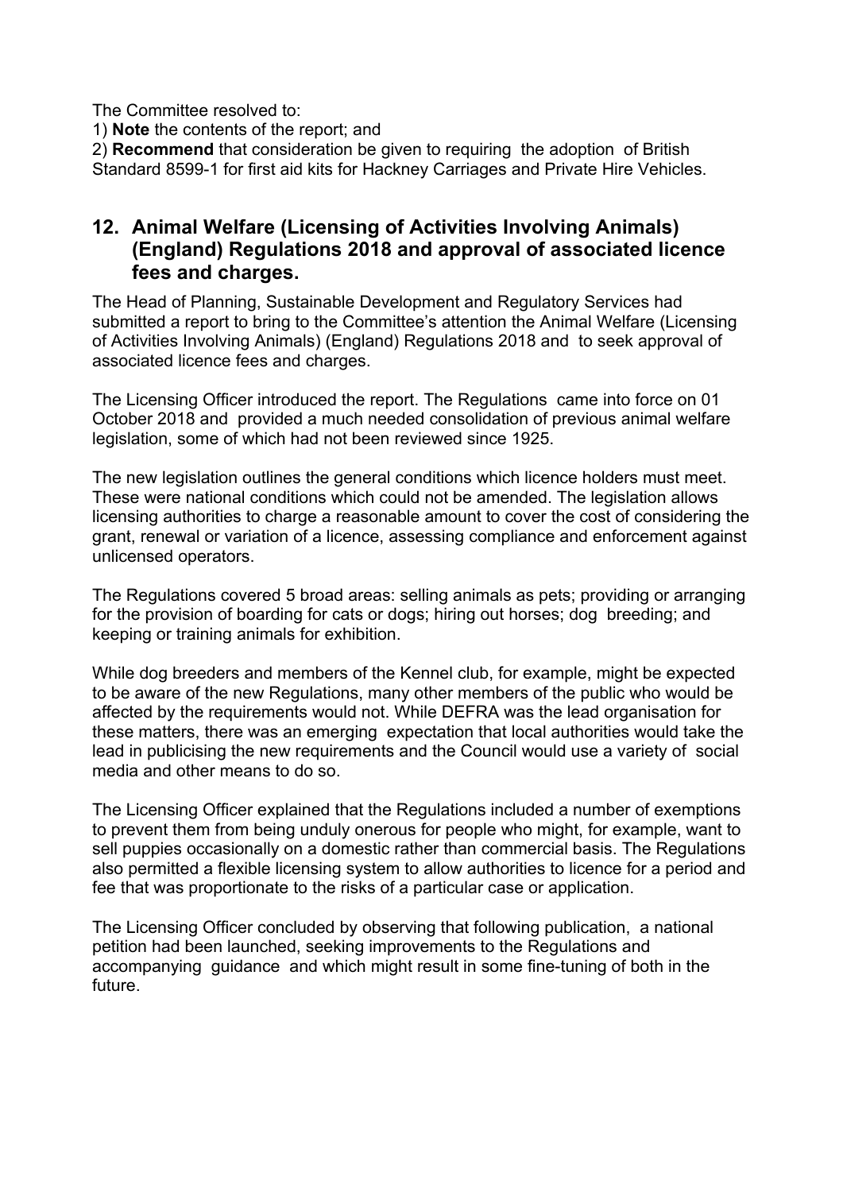The Committee resolved to:

1) **Note** the contents of the report; and

2) **Recommend** that consideration be given to requiring the adoption of British Standard 8599-1 for first aid kits for Hackney Carriages and Private Hire Vehicles.

## 12. Animal Welfare (Licensing of Activities Involving Animals) (England) Regulations 2018 and approval of associated licence fees and charges.

The Head of Planning, Sustainable Development and Regulatory Services had submitted a report to bring to the Committee's attention the Animal Welfare (Licensing of Activities Involving Animals) (England) Regulations 2018 and to seek approval of associated licence fees and charges.

The Licensing Officer introduced the report. The Regulations came into force on 01 October 2018 and provided a much needed consolidation of previous animal welfare legislation, some of which had not been reviewed since 1925.

The new legislation outlines the general conditions which licence holders must meet. These were national conditions which could not be amended. The legislation allows licensing authorities to charge a reasonable amount to cover the cost of considering the grant, renewal or variation of a licence, assessing compliance and enforcement against unlicensed operators.

The Regulations covered 5 broad areas: selling animals as pets; providing or arranging for the provision of boarding for cats or dogs; hiring out horses; dog breeding; and keeping or training animals for exhibition.

While dog breeders and members of the Kennel club, for example, might be expected to be aware of the new Regulations, many other members of the public who would be affected by the requirements would not. While DEFRA was the lead organisation for these matters, there was an emerging expectation that local authorities would take the lead in publicising the new requirements and the Council would use a variety of social media and other means to do so.

The Licensing Officer explained that the Regulations included a number of exemptions to prevent them from being unduly onerous for people who might, for example, want to sell puppies occasionally on a domestic rather than commercial basis. The Regulations also permitted a flexible licensing system to allow authorities to licence for a period and fee that was proportionate to the risks of a particular case or application.

The Licensing Officer concluded by observing that following publication, a national petition had been launched, seeking improvements to the Regulations and accompanying guidance and which might result in some fine-tuning of both in the future.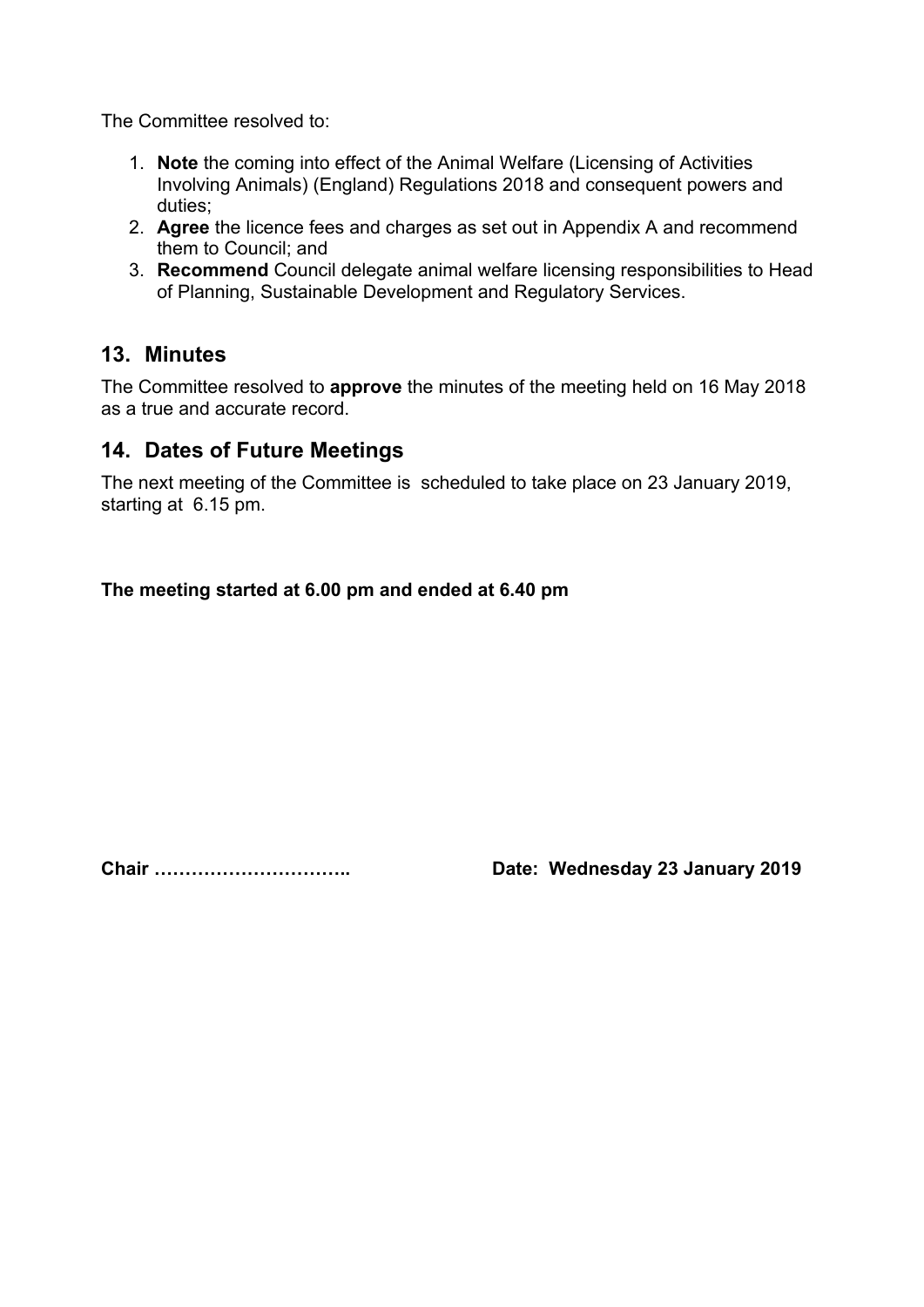The Committee resolved to:

1. **Note** the coming into effect of the Animal Welfare (Licensing of Activities Involving Animals) (England) Regulations 2018 and consequent powers and duties;
2. **Agree** the licence fees and charges as set out in Appendix A and recommend them to Council; and
3. **Recommend** Council delegate animal welfare licensing responsibilities to Head of Planning, Sustainable Development and Regulatory Services.

## 13. Minutes

The Committee resolved to **approve** the minutes of the meeting held on 16 May 2018 as a true and accurate record.

## 14. Dates of Future Meetings

The next meeting of the Committee is scheduled to take place on 23 January 2019, starting at 6.15 pm.

**The meeting started at 6.00 pm and ended at 6.40 pm**

**Chair …………………………..** **Date: Wednesday 23 January 2019**